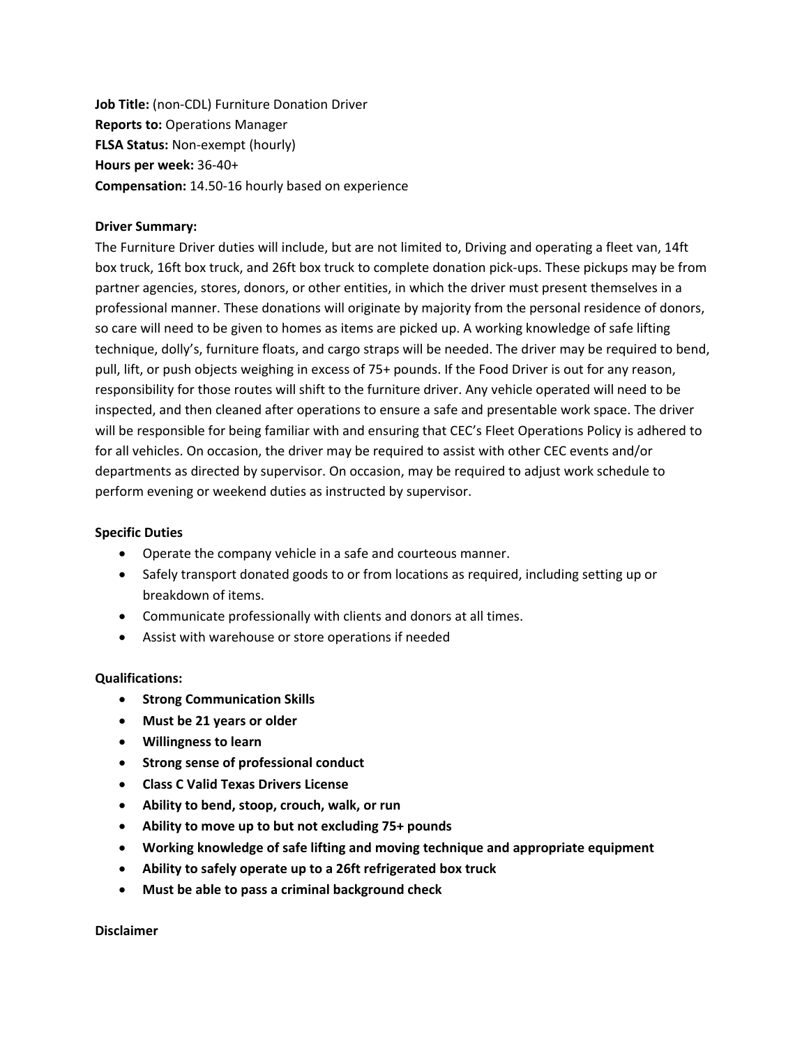**Job Title:** (non-CDL) Furniture Donation Driver
**Reports to:** Operations Manager
**FLSA Status:** Non-exempt (hourly)
**Hours per week:** 36-40+
**Compensation:** 14.50-16 hourly based on experience

**Driver Summary:**
The Furniture Driver duties will include, but are not limited to, Driving and operating a fleet van, 14ft box truck, 16ft box truck, and 26ft box truck to complete donation pick-ups. These pickups may be from partner agencies, stores, donors, or other entities, in which the driver must present themselves in a professional manner. These donations will originate by majority from the personal residence of donors, so care will need to be given to homes as items are picked up. A working knowledge of safe lifting technique, dolly's, furniture floats, and cargo straps will be needed. The driver may be required to bend, pull, lift, or push objects weighing in excess of 75+ pounds. If the Food Driver is out for any reason, responsibility for those routes will shift to the furniture driver. Any vehicle operated will need to be inspected, and then cleaned after operations to ensure a safe and presentable work space. The driver will be responsible for being familiar with and ensuring that CEC's Fleet Operations Policy is adhered to for all vehicles. On occasion, the driver may be required to assist with other CEC events and/or departments as directed by supervisor. On occasion, may be required to adjust work schedule to perform evening or weekend duties as instructed by supervisor.

**Specific Duties**

- Operate the company vehicle in a safe and courteous manner.
- Safely transport donated goods to or from locations as required, including setting up or breakdown of items.
- Communicate professionally with clients and donors at all times.
- Assist with warehouse or store operations if needed

**Qualifications:**

- **Strong Communication Skills**
- **Must be 21 years or older**
- **Willingness to learn**
- **Strong sense of professional conduct**
- **Class C Valid Texas Drivers License**
- **Ability to bend, stoop, crouch, walk, or run**
- **Ability to move up to but not excluding 75+ pounds**
- **Working knowledge of safe lifting and moving technique and appropriate equipment**
- **Ability to safely operate up to a 26ft refrigerated box truck**
- **Must be able to pass a criminal background check**

**Disclaimer**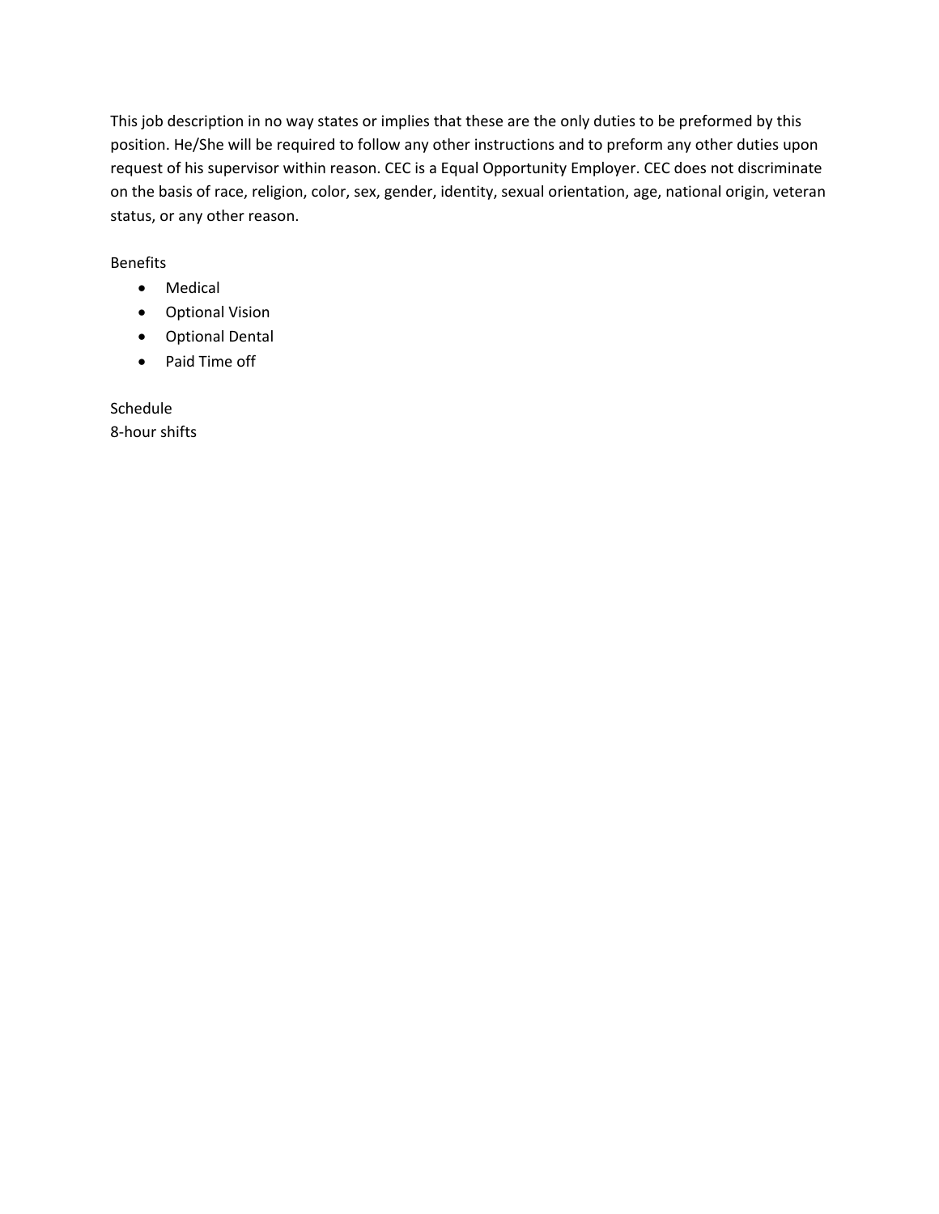This job description in no way states or implies that these are the only duties to be preformed by this position. He/She will be required to follow any other instructions and to preform any other duties upon request of his supervisor within reason. CEC is a Equal Opportunity Employer. CEC does not discriminate on the basis of race, religion, color, sex, gender, identity, sexual orientation, age, national origin, veteran status, or any other reason.

Benefits

- Medical
- Optional Vision
- Optional Dental
- Paid Time off

Schedule
8-hour shifts